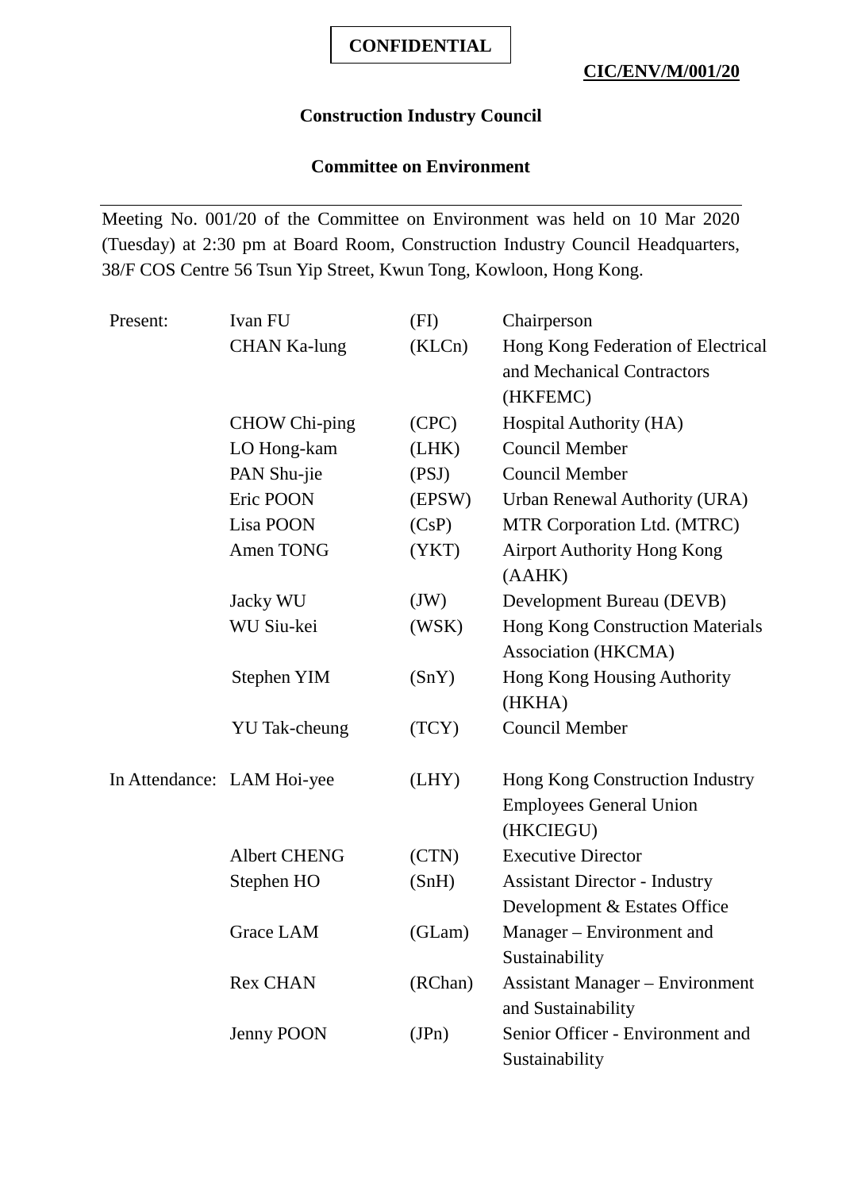**CONFIDENTIAL**

**CIC/ENV/M/001/20**

# Construction Industry Council

## Committee on Environment

Meeting No. 001/20 of the Committee on Environment was held on 10 Mar 2020 (Tuesday) at 2:30 pm at Board Room, Construction Industry Council Headquarters, 38/F COS Centre 56 Tsun Yip Street, Kwun Tong, Kowloon, Hong Kong.

| | | | |
|---|---|---|---|
| Present: | Ivan FU | (FI) | Chairperson |
| | CHAN Ka-lung | (KLCn) | Hong Kong Federation of Electrical and Mechanical Contractors (HKFEMC) |
| | CHOW Chi-ping | (CPC) | Hospital Authority (HA) |
| | LO Hong-kam | (LHK) | Council Member |
| | PAN Shu-jie | (PSJ) | Council Member |
| | Eric POON | (EPSW) | Urban Renewal Authority (URA) |
| | Lisa POON | (CsP) | MTR Corporation Ltd. (MTRC) |
| | Amen TONG | (YKT) | Airport Authority Hong Kong (AAHK) |
| | Jacky WU | (JW) | Development Bureau (DEVB) |
| | WU Siu-kei | (WSK) | Hong Kong Construction Materials Association (HKCMA) |
| | Stephen YIM | (SnY) | Hong Kong Housing Authority (HKHA) |
| | YU Tak-cheung | (TCY) | Council Member |
| In Attendance: | LAM Hoi-yee | (LHY) | Hong Kong Construction Industry Employees General Union (HKCIEGU) |
| | Albert CHENG | (CTN) | Executive Director |
| | Stephen HO | (SnH) | Assistant Director - Industry Development & Estates Office |
| | Grace LAM | (GLam) | Manager – Environment and Sustainability |
| | Rex CHAN | (RChan) | Assistant Manager – Environment and Sustainability |
| | Jenny POON | (JPn) | Senior Officer - Environment and Sustainability |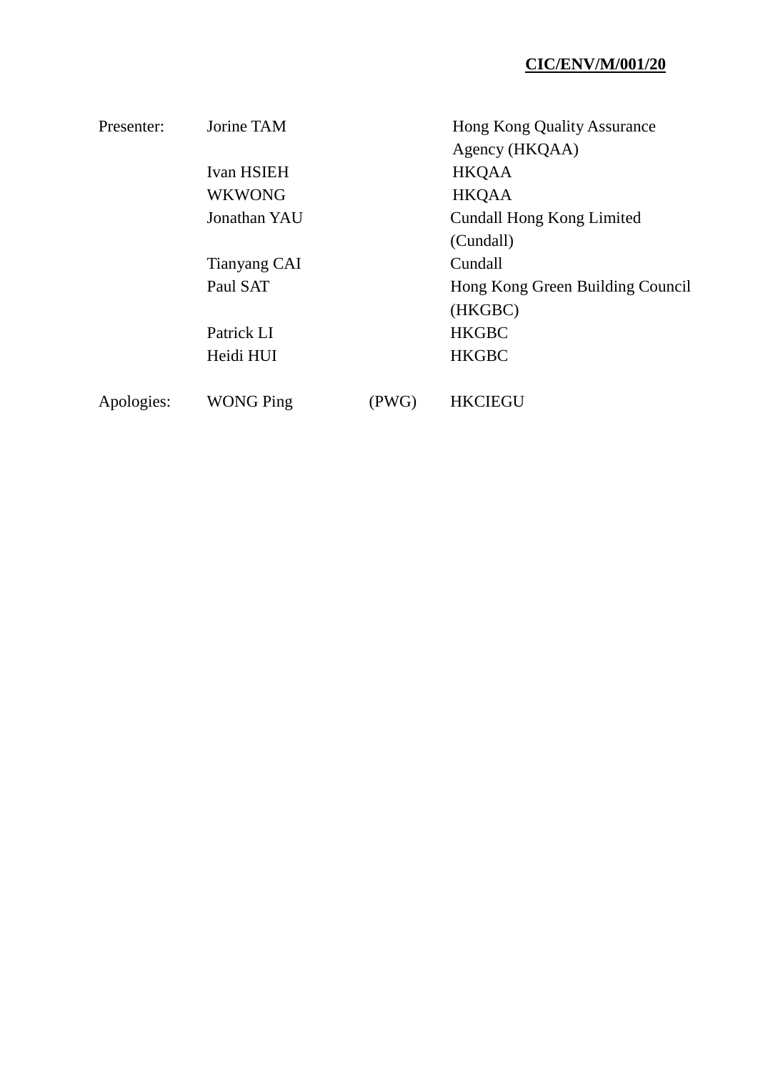**CIC/ENV/M/001/20**

| | | | |
|---|---|---|---|
| Presenter: | Jorine TAM | | Hong Kong Quality Assurance Agency (HKQAA) |
| | Ivan HSIEH | | HKQAA |
| | WKWONG | | HKQAA |
| | Jonathan YAU | | Cundall Hong Kong Limited (Cundall) |
| | Tianyang CAI | | Cundall |
| | Paul SAT | | Hong Kong Green Building Council (HKGBC) |
| | Patrick LI | | HKGBC |
| | Heidi HUI | | HKGBC |
| Apologies: | WONG Ping | (PWG) | HKCIEGU |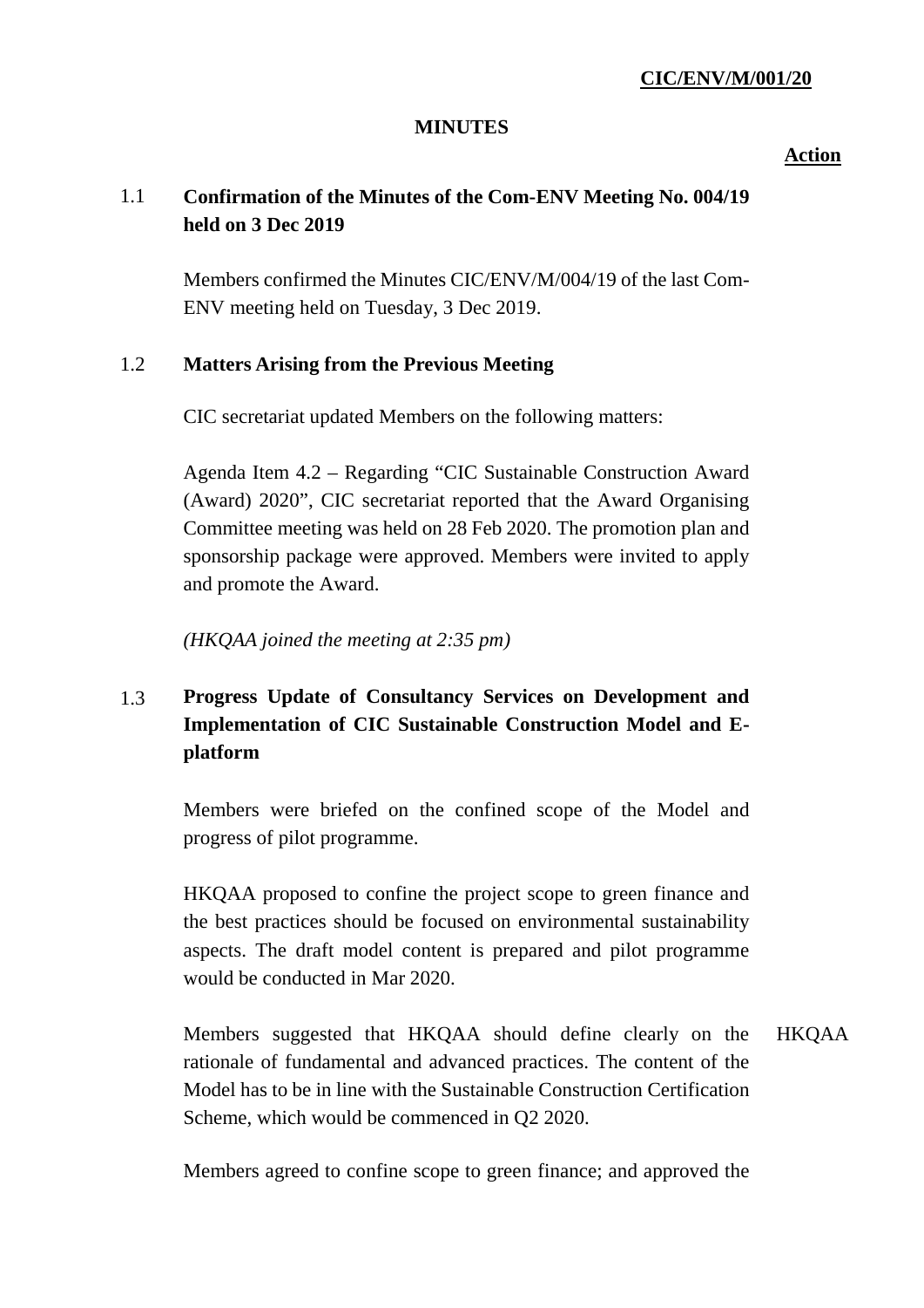**CIC/ENV/M/001/20**

**MINUTES**

**Action**

**1.1 Confirmation of the Minutes of the Com-ENV Meeting No. 004/19 held on 3 Dec 2019**

Members confirmed the Minutes CIC/ENV/M/004/19 of the last Com-ENV meeting held on Tuesday, 3 Dec 2019.

**1.2 Matters Arising from the Previous Meeting**

CIC secretariat updated Members on the following matters:

Agenda Item 4.2 – Regarding "CIC Sustainable Construction Award (Award) 2020", CIC secretariat reported that the Award Organising Committee meeting was held on 28 Feb 2020. The promotion plan and sponsorship package were approved. Members were invited to apply and promote the Award.

*(HKQAA joined the meeting at 2:35 pm)*

**1.3 Progress Update of Consultancy Services on Development and Implementation of CIC Sustainable Construction Model and E-platform**

Members were briefed on the confined scope of the Model and progress of pilot programme.

HKQAA proposed to confine the project scope to green finance and the best practices should be focused on environmental sustainability aspects. The draft model content is prepared and pilot programme would be conducted in Mar 2020.

Members suggested that HKQAA should define clearly on the rationale of fundamental and advanced practices. The content of the Model has to be in line with the Sustainable Construction Certification Scheme, which would be commenced in Q2 2020. — **Action: HKQAA**

Members agreed to confine scope to green finance; and approved the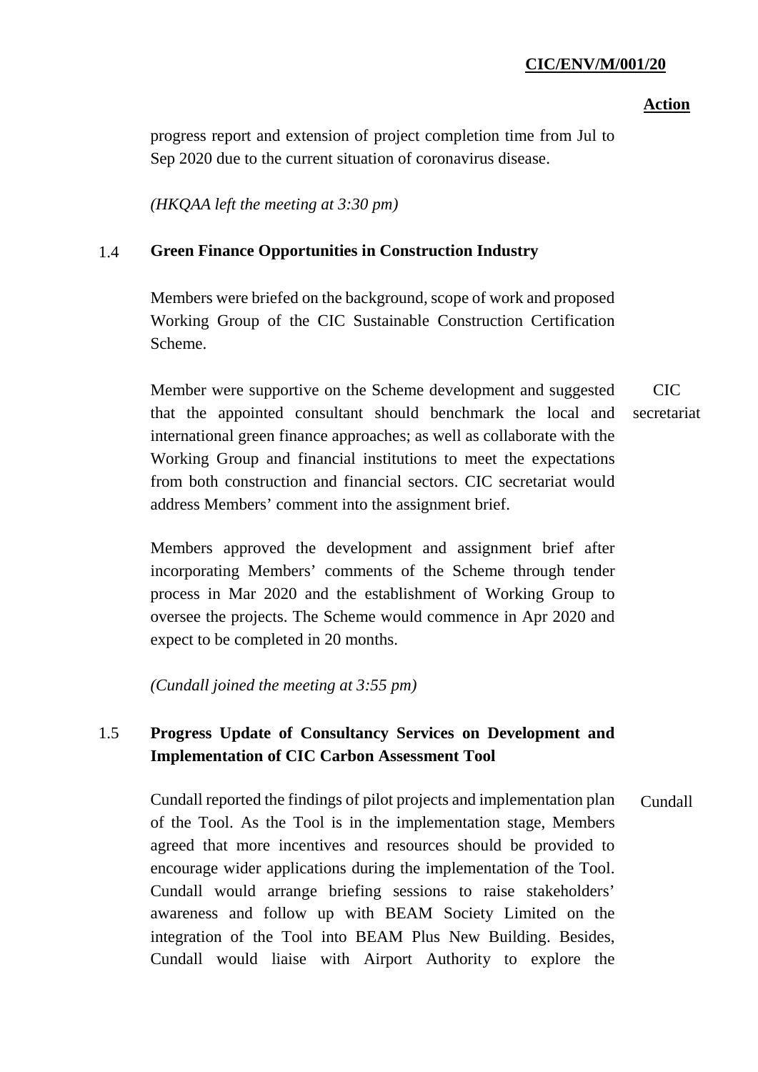**Action**

progress report and extension of project completion time from Jul to Sep 2020 due to the current situation of coronavirus disease.

*(HKQAA left the meeting at 3:30 pm)*

## 1.4 Green Finance Opportunities in Construction Industry

Members were briefed on the background, scope of work and proposed Working Group of the CIC Sustainable Construction Certification Scheme.

Member were supportive on the Scheme development and suggested that the appointed consultant should benchmark the local and international green finance approaches; as well as collaborate with the Working Group and financial institutions to meet the expectations from both construction and financial sectors. CIC secretariat would address Members' comment into the assignment brief. — **CIC secretariat**

Members approved the development and assignment brief after incorporating Members' comments of the Scheme through tender process in Mar 2020 and the establishment of Working Group to oversee the projects. The Scheme would commence in Apr 2020 and expect to be completed in 20 months.

*(Cundall joined the meeting at 3:55 pm)*

## 1.5 Progress Update of Consultancy Services on Development and Implementation of CIC Carbon Assessment Tool

Cundall reported the findings of pilot projects and implementation plan of the Tool. As the Tool is in the implementation stage, Members agreed that more incentives and resources should be provided to encourage wider applications during the implementation of the Tool. Cundall would arrange briefing sessions to raise stakeholders' awareness and follow up with BEAM Society Limited on the integration of the Tool into BEAM Plus New Building. Besides, Cundall would liaise with Airport Authority to explore the — **Cundall**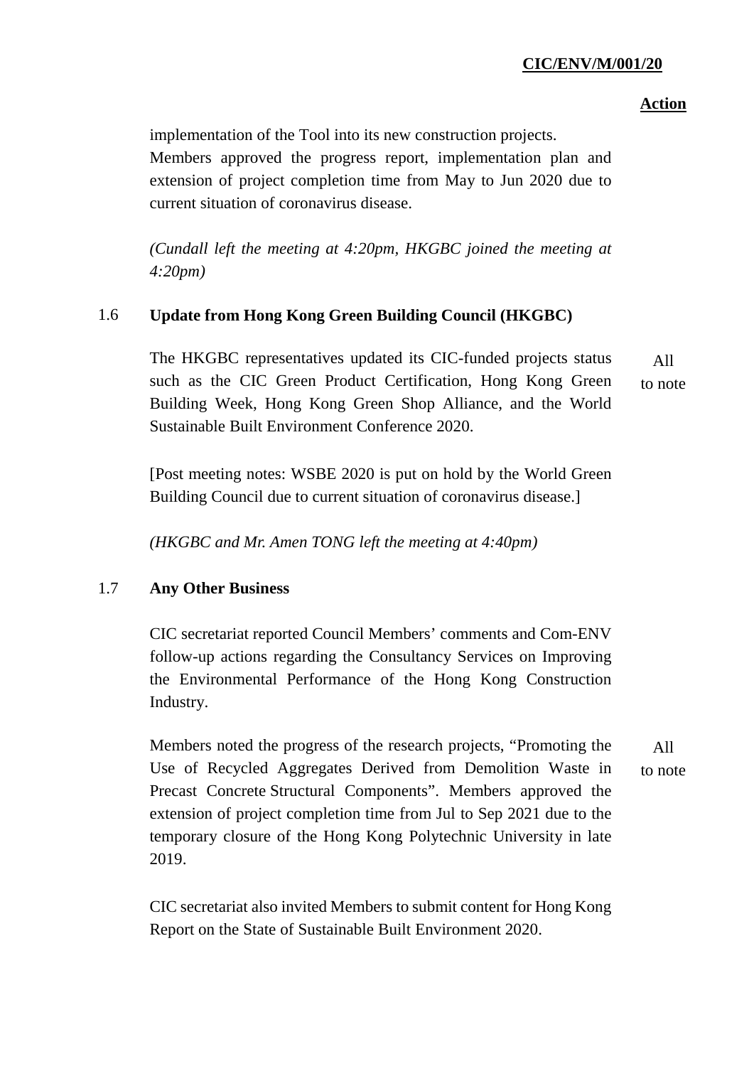**Action**

implementation of the Tool into its new construction projects. Members approved the progress report, implementation plan and extension of project completion time from May to Jun 2020 due to current situation of coronavirus disease.

*(Cundall left the meeting at 4:20pm, HKGBC joined the meeting at 4:20pm)*

1.6 **Update from Hong Kong Green Building Council (HKGBC)**

The HKGBC representatives updated its CIC-funded projects status such as the CIC Green Product Certification, Hong Kong Green Building Week, Hong Kong Green Shop Alliance, and the World Sustainable Built Environment Conference 2020. — All to note

[Post meeting notes: WSBE 2020 is put on hold by the World Green Building Council due to current situation of coronavirus disease.]

*(HKGBC and Mr. Amen TONG left the meeting at 4:40pm)*

1.7 **Any Other Business**

CIC secretariat reported Council Members' comments and Com-ENV follow-up actions regarding the Consultancy Services on Improving the Environmental Performance of the Hong Kong Construction Industry.

Members noted the progress of the research projects, "Promoting the Use of Recycled Aggregates Derived from Demolition Waste in Precast Concrete Structural Components". Members approved the extension of project completion time from Jul to Sep 2021 due to the temporary closure of the Hong Kong Polytechnic University in late 2019. — All to note

CIC secretariat also invited Members to submit content for Hong Kong Report on the State of Sustainable Built Environment 2020.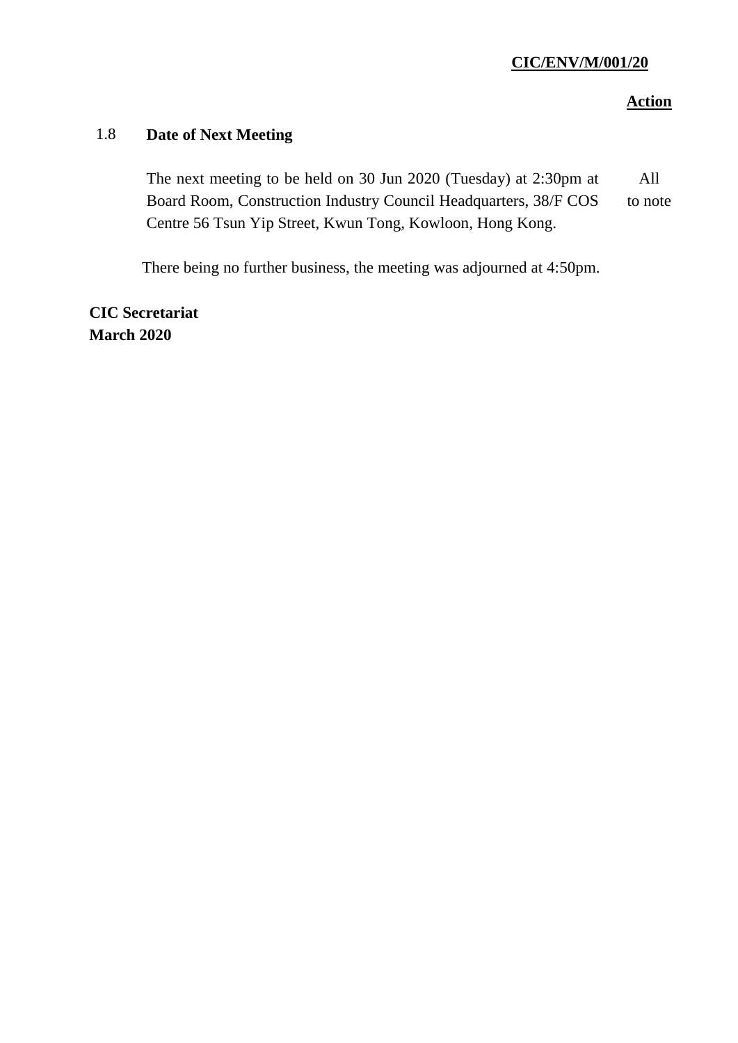**Action**

1.8 **Date of Next Meeting**

| | |
|---|---|
| The next meeting to be held on 30 Jun 2020 (Tuesday) at 2:30pm at Board Room, Construction Industry Council Headquarters, 38/F COS Centre 56 Tsun Yip Street, Kwun Tong, Kowloon, Hong Kong. | All to note |

There being no further business, the meeting was adjourned at 4:50pm.

**CIC Secretariat**
**March 2020**